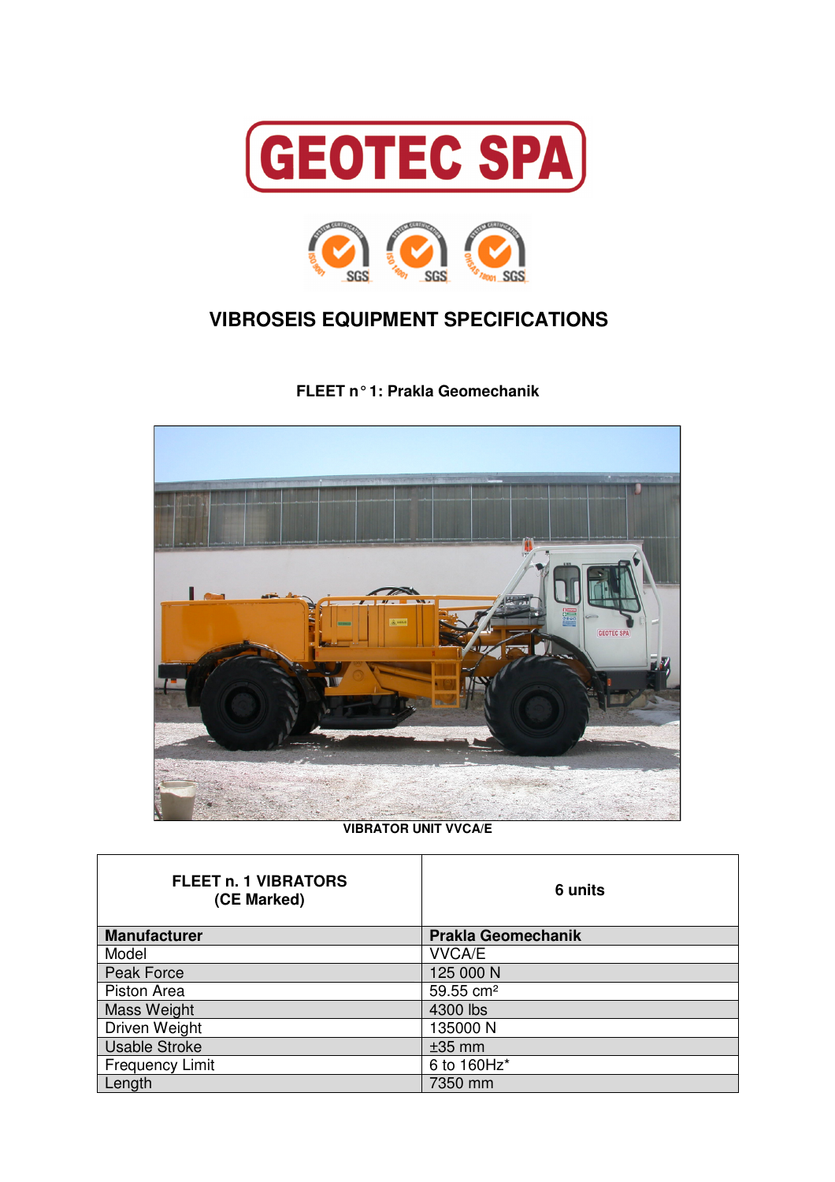# GEOTEC SPA

## VIBROSEIS EQUIPMENT SPECIFICATIONS

### FLEET n° 1: Prakla Geomechanik

VIBRATOR UNIT VVCA/E

| FLEET n. 1 VIBRATORS (CE Marked) | 6 units |
|---|---|
| **Manufacturer** | **Prakla Geomechanik** |
| Model | VVCA/E |
| Peak Force | 125 000 N |
| Piston Area | 59.55 cm² |
| Mass Weight | 4300 lbs |
| Driven Weight | 135000 N |
| Usable Stroke | ±35 mm |
| Frequency Limit | 6 to 160Hz* |
| Length | 7350 mm |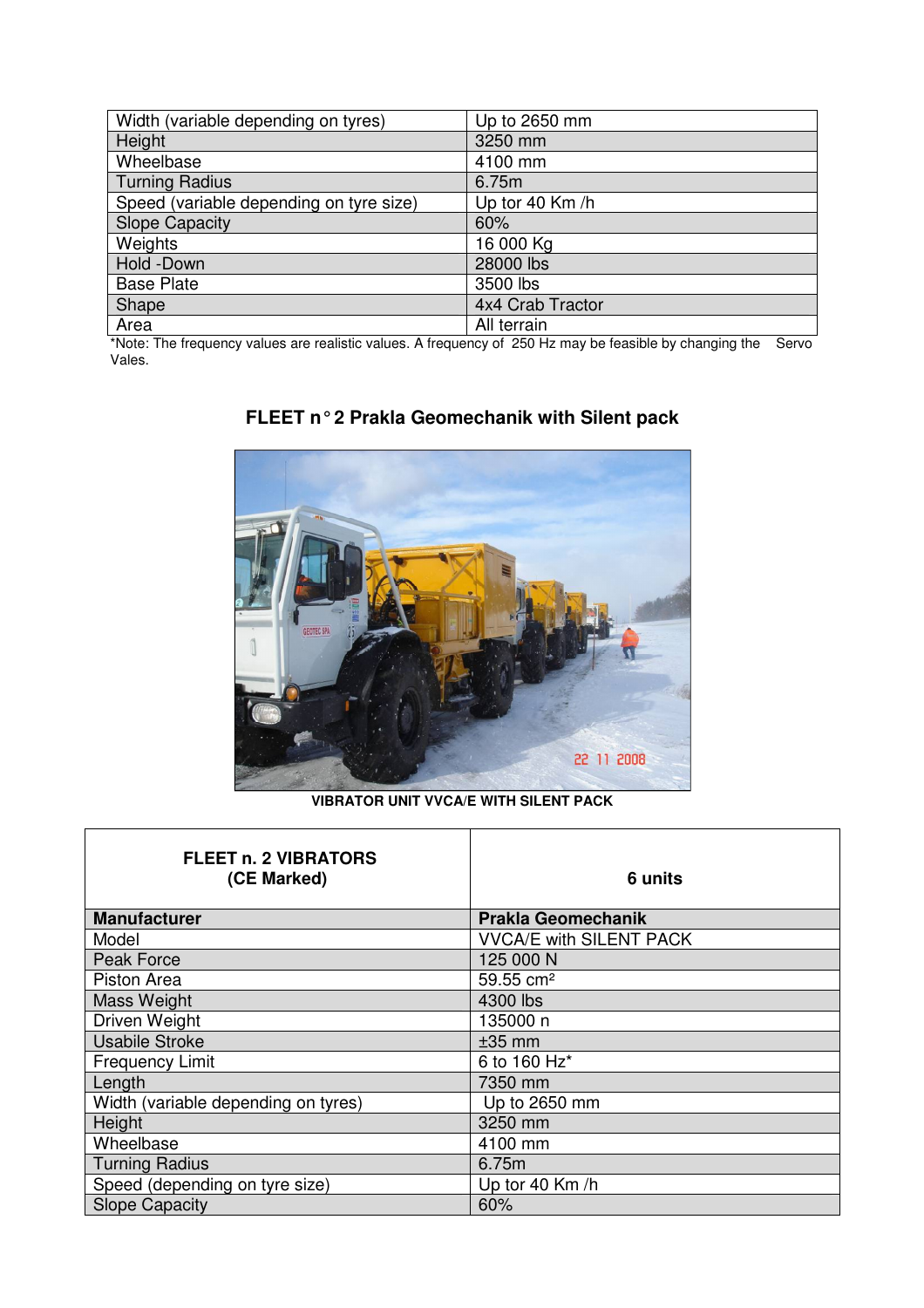| | |
|---|---|
| Width (variable depending on tyres) | Up to 2650 mm |
| Height | 3250 mm |
| Wheelbase | 4100 mm |
| Turning Radius | 6.75m |
| Speed (variable depending on tyre size) | Up tor 40 Km /h |
| Slope Capacity | 60% |
| Weights | 16 000 Kg |
| Hold -Down | 28000 lbs |
| Base Plate | 3500 lbs |
| Shape | 4x4 Crab Tractor |
| Area | All terrain |

*Note: The frequency values are realistic values. A frequency of 250 Hz may be feasible by changing the Servo Vales.

## FLEET n° 2 Prakla Geomechanik with Silent pack

VIBRATOR UNIT VVCA/E WITH SILENT PACK

| FLEET n. 2 VIBRATORS (CE Marked) | 6 units |
|---|---|
| **Manufacturer** | **Prakla Geomechanik** |
| Model | VVCA/E with SILENT PACK |
| Peak Force | 125 000 N |
| Piston Area | 59.55 cm² |
| Mass Weight | 4300 lbs |
| Driven Weight | 135000 n |
| Usabile Stroke | ±35 mm |
| Frequency Limit | 6 to 160 Hz* |
| Length | 7350 mm |
| Width (variable depending on tyres) | Up to 2650 mm |
| Height | 3250 mm |
| Wheelbase | 4100 mm |
| Turning Radius | 6.75m |
| Speed (depending on tyre size) | Up tor 40 Km /h |
| Slope Capacity | 60% |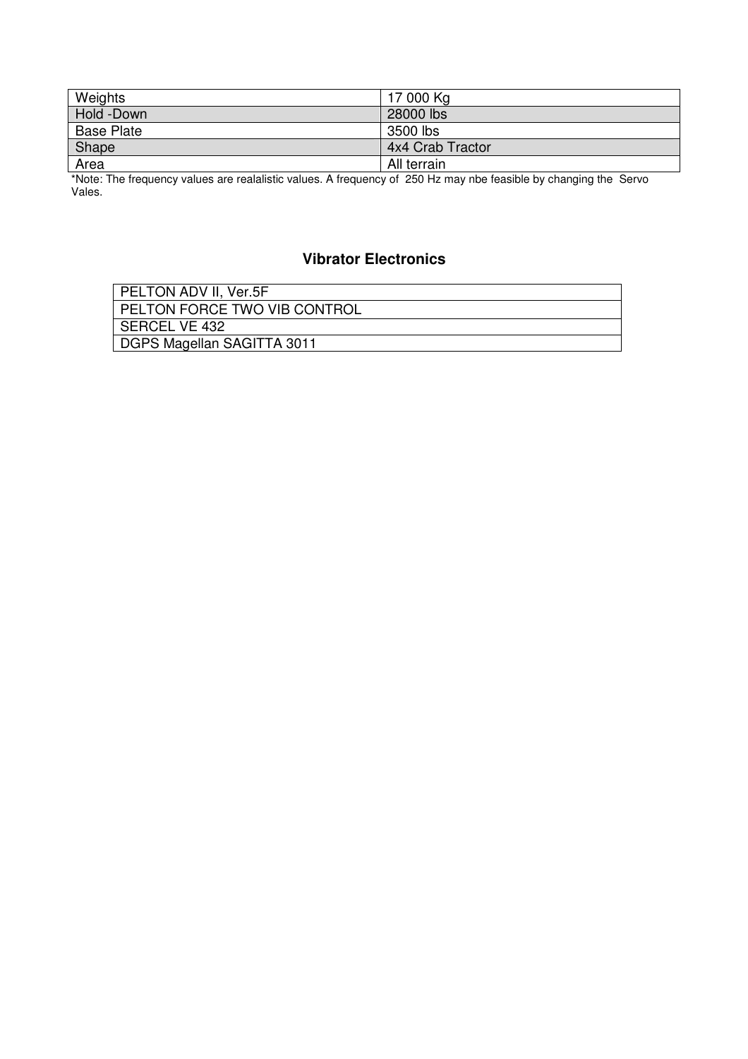| | |
|---|---|
| Weights | 17 000 Kg |
| Hold -Down | 28000 lbs |
| Base Plate | 3500 lbs |
| Shape | 4x4 Crab Tractor |
| Area | All terrain |

*Note: The frequency values are realalistic values. A frequency of 250 Hz may nbe feasible by changing the Servo Vales.

## Vibrator Electronics

| |
|---|
| PELTON ADV II, Ver.5F |
| PELTON FORCE TWO VIB CONTROL |
| SERCEL VE 432 |
| DGPS Magellan SAGITTA 3011 |